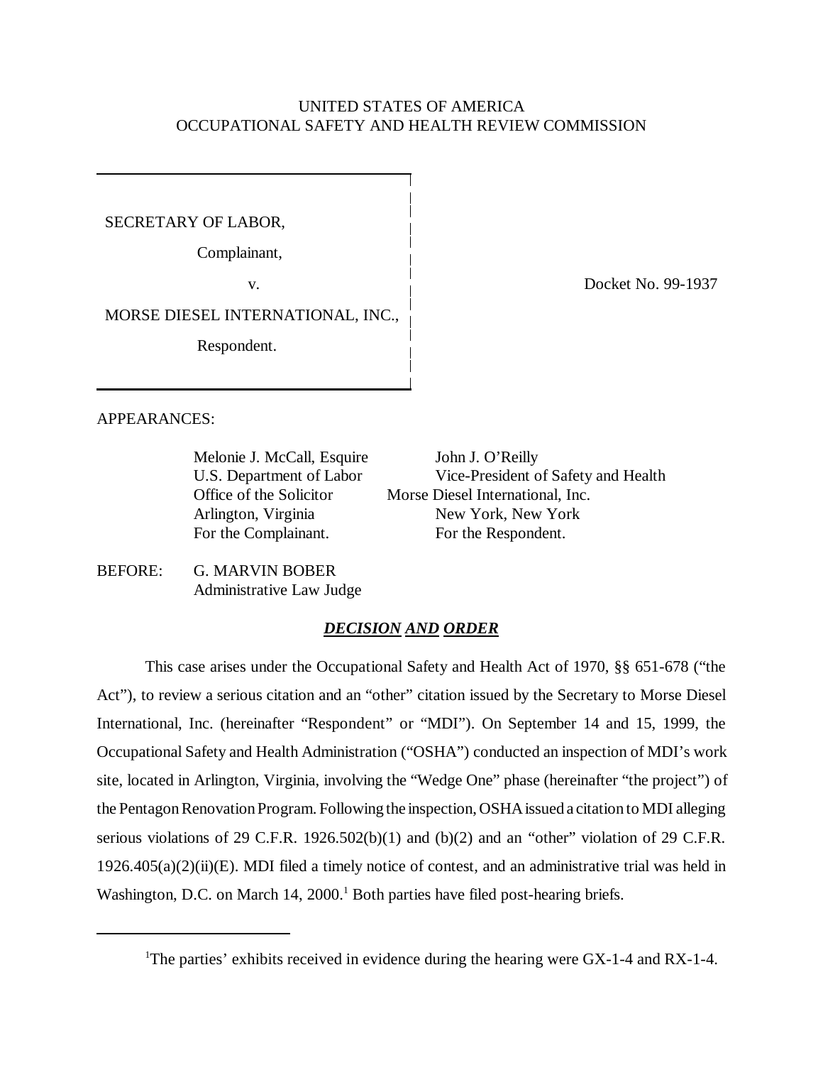UNITED STATES OF AMERICA
OCCUPATIONAL SAFETY AND HEALTH REVIEW COMMISSION

SECRETARY OF LABOR,

Complainant,

v.

MORSE DIESEL INTERNATIONAL, INC.,

Respondent.

Docket No. 99-1937

APPEARANCES:

| | |
|---|---|
| Melonie J. McCall, Esquire | John J. O'Reilly |
| U.S. Department of Labor | Vice-President of Safety and Health |
| Office of the Solicitor | Morse Diesel International, Inc. |
| Arlington, Virginia | New York, New York |
| For the Complainant. | For the Respondent. |

BEFORE: G. MARVIN BOBER
Administrative Law Judge

## ***DECISION AND ORDER***

This case arises under the Occupational Safety and Health Act of 1970, §§ 651-678 ("the Act"), to review a serious citation and an "other" citation issued by the Secretary to Morse Diesel International, Inc. (hereinafter "Respondent" or "MDI"). On September 14 and 15, 1999, the Occupational Safety and Health Administration ("OSHA") conducted an inspection of MDI's work site, located in Arlington, Virginia, involving the "Wedge One" phase (hereinafter "the project") of the Pentagon Renovation Program. Following the inspection, OSHA issued a citation to MDI alleging serious violations of 29 C.F.R. 1926.502(b)(1) and (b)(2) and an "other" violation of 29 C.F.R. 1926.405(a)(2)(ii)(E). MDI filed a timely notice of contest, and an administrative trial was held in Washington, D.C. on March 14, 2000.[1] Both parties have filed post-hearing briefs.

[1]The parties' exhibits received in evidence during the hearing were GX-1-4 and RX-1-4.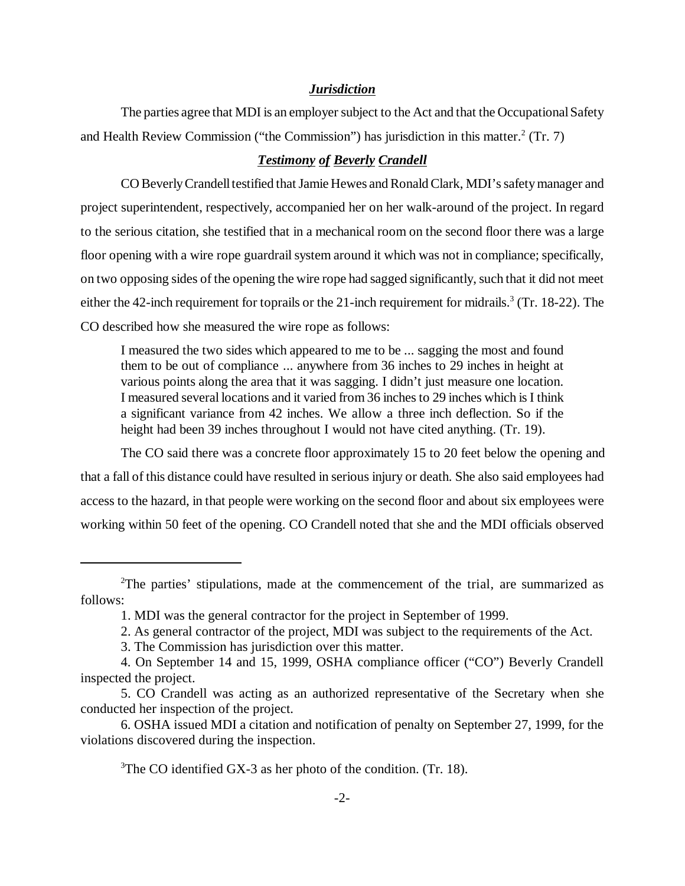***Jurisdiction***

The parties agree that MDI is an employer subject to the Act and that the Occupational Safety and Health Review Commission ("the Commission") has jurisdiction in this matter.[2] (Tr. 7)

***Testimony of Beverly Crandell***

CO Beverly Crandell testified that Jamie Hewes and Ronald Clark, MDI's safety manager and project superintendent, respectively, accompanied her on her walk-around of the project. In regard to the serious citation, she testified that in a mechanical room on the second floor there was a large floor opening with a wire rope guardrail system around it which was not in compliance; specifically, on two opposing sides of the opening the wire rope had sagged significantly, such that it did not meet either the 42-inch requirement for toprails or the 21-inch requirement for midrails.[3] (Tr. 18-22). The CO described how she measured the wire rope as follows:

> I measured the two sides which appeared to me to be ... sagging the most and found them to be out of compliance ... anywhere from 36 inches to 29 inches in height at various points along the area that it was sagging. I didn't just measure one location. I measured several locations and it varied from 36 inches to 29 inches which is I think a significant variance from 42 inches. We allow a three inch deflection. So if the height had been 39 inches throughout I would not have cited anything. (Tr. 19).

The CO said there was a concrete floor approximately 15 to 20 feet below the opening and that a fall of this distance could have resulted in serious injury or death. She also said employees had access to the hazard, in that people were working on the second floor and about six employees were working within 50 feet of the opening. CO Crandell noted that she and the MDI officials observed

---

[2]The parties' stipulations, made at the commencement of the trial, are summarized as follows:

1. MDI was the general contractor for the project in September of 1999.
2. As general contractor of the project, MDI was subject to the requirements of the Act.
3. The Commission has jurisdiction over this matter.
4. On September 14 and 15, 1999, OSHA compliance officer ("CO") Beverly Crandell inspected the project.
5. CO Crandell was acting as an authorized representative of the Secretary when she conducted her inspection of the project.
6. OSHA issued MDI a citation and notification of penalty on September 27, 1999, for the violations discovered during the inspection.

[3]The CO identified GX-3 as her photo of the condition. (Tr. 18).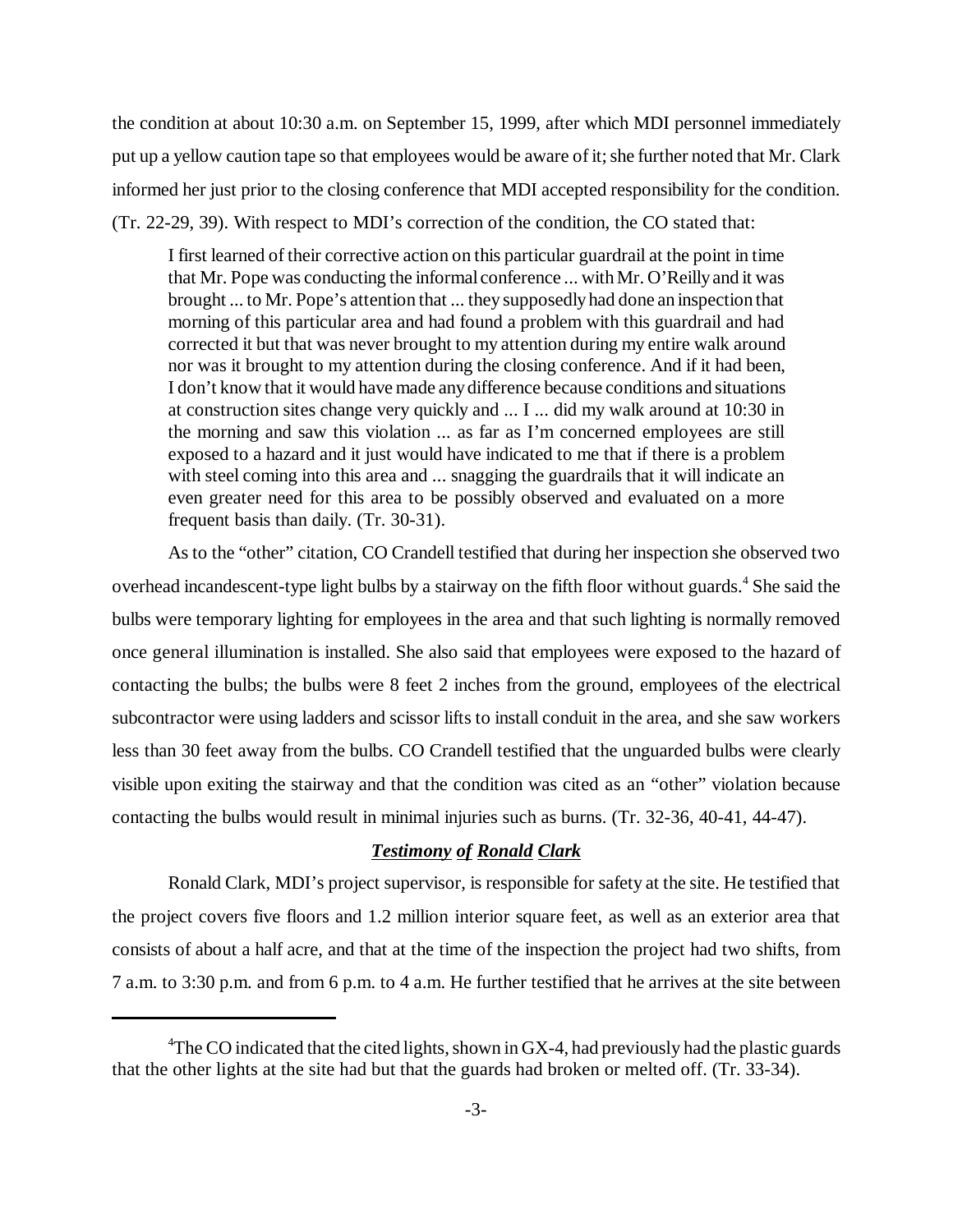the condition at about 10:30 a.m. on September 15, 1999, after which MDI personnel immediately put up a yellow caution tape so that employees would be aware of it; she further noted that Mr. Clark informed her just prior to the closing conference that MDI accepted responsibility for the condition. (Tr. 22-29, 39). With respect to MDI's correction of the condition, the CO stated that:

> I first learned of their corrective action on this particular guardrail at the point in time that Mr. Pope was conducting the informal conference ... with Mr. O'Reilly and it was brought ... to Mr. Pope's attention that ... they supposedly had done an inspection that morning of this particular area and had found a problem with this guardrail and had corrected it but that was never brought to my attention during my entire walk around nor was it brought to my attention during the closing conference. And if it had been, I don't know that it would have made any difference because conditions and situations at construction sites change very quickly and ... I ... did my walk around at 10:30 in the morning and saw this violation ... as far as I'm concerned employees are still exposed to a hazard and it just would have indicated to me that if there is a problem with steel coming into this area and ... snagging the guardrails that it will indicate an even greater need for this area to be possibly observed and evaluated on a more frequent basis than daily. (Tr. 30-31).

As to the "other" citation, CO Crandell testified that during her inspection she observed two overhead incandescent-type light bulbs by a stairway on the fifth floor without guards.[4] She said the bulbs were temporary lighting for employees in the area and that such lighting is normally removed once general illumination is installed. She also said that employees were exposed to the hazard of contacting the bulbs; the bulbs were 8 feet 2 inches from the ground, employees of the electrical subcontractor were using ladders and scissor lifts to install conduit in the area, and she saw workers less than 30 feet away from the bulbs. CO Crandell testified that the unguarded bulbs were clearly visible upon exiting the stairway and that the condition was cited as an "other" violation because contacting the bulbs would result in minimal injuries such as burns. (Tr. 32-36, 40-41, 44-47).

### ***Testimony of Ronald Clark***

Ronald Clark, MDI's project supervisor, is responsible for safety at the site. He testified that the project covers five floors and 1.2 million interior square feet, as well as an exterior area that consists of about a half acre, and that at the time of the inspection the project had two shifts, from 7 a.m. to 3:30 p.m. and from 6 p.m. to 4 a.m. He further testified that he arrives at the site between

---

[4] The CO indicated that the cited lights, shown in GX-4, had previously had the plastic guards that the other lights at the site had but that the guards had broken or melted off. (Tr. 33-34).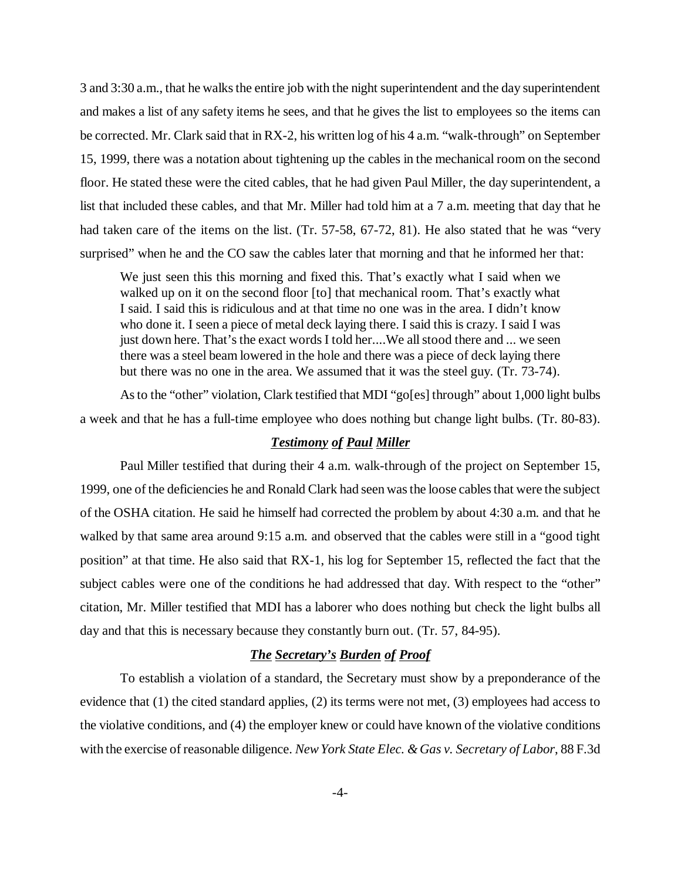3 and 3:30 a.m., that he walks the entire job with the night superintendent and the day superintendent and makes a list of any safety items he sees, and that he gives the list to employees so the items can be corrected. Mr. Clark said that in RX-2, his written log of his 4 a.m. "walk-through" on September 15, 1999, there was a notation about tightening up the cables in the mechanical room on the second floor. He stated these were the cited cables, that he had given Paul Miller, the day superintendent, a list that included these cables, and that Mr. Miller had told him at a 7 a.m. meeting that day that he had taken care of the items on the list. (Tr. 57-58, 67-72, 81). He also stated that he was "very surprised" when he and the CO saw the cables later that morning and that he informed her that:

> We just seen this this morning and fixed this. That's exactly what I said when we walked up on it on the second floor [to] that mechanical room. That's exactly what I said. I said this is ridiculous and at that time no one was in the area. I didn't know who done it. I seen a piece of metal deck laying there. I said this is crazy. I said I was just down here. That's the exact words I told her....We all stood there and ... we seen there was a steel beam lowered in the hole and there was a piece of deck laying there but there was no one in the area. We assumed that it was the steel guy. (Tr. 73-74).

As to the "other" violation, Clark testified that MDI "go[es] through" about 1,000 light bulbs a week and that he has a full-time employee who does nothing but change light bulbs. (Tr. 80-83).

### ***Testimony of Paul Miller***

Paul Miller testified that during their 4 a.m. walk-through of the project on September 15, 1999, one of the deficiencies he and Ronald Clark had seen was the loose cables that were the subject of the OSHA citation. He said he himself had corrected the problem by about 4:30 a.m. and that he walked by that same area around 9:15 a.m. and observed that the cables were still in a "good tight position" at that time. He also said that RX-1, his log for September 15, reflected the fact that the subject cables were one of the conditions he had addressed that day. With respect to the "other" citation, Mr. Miller testified that MDI has a laborer who does nothing but check the light bulbs all day and that this is necessary because they constantly burn out. (Tr. 57, 84-95).

### ***The Secretary's Burden of Proof***

To establish a violation of a standard, the Secretary must show by a preponderance of the evidence that (1) the cited standard applies, (2) its terms were not met, (3) employees had access to the violative conditions, and (4) the employer knew or could have known of the violative conditions with the exercise of reasonable diligence. *New York State Elec. & Gas v. Secretary of Labor*, 88 F.3d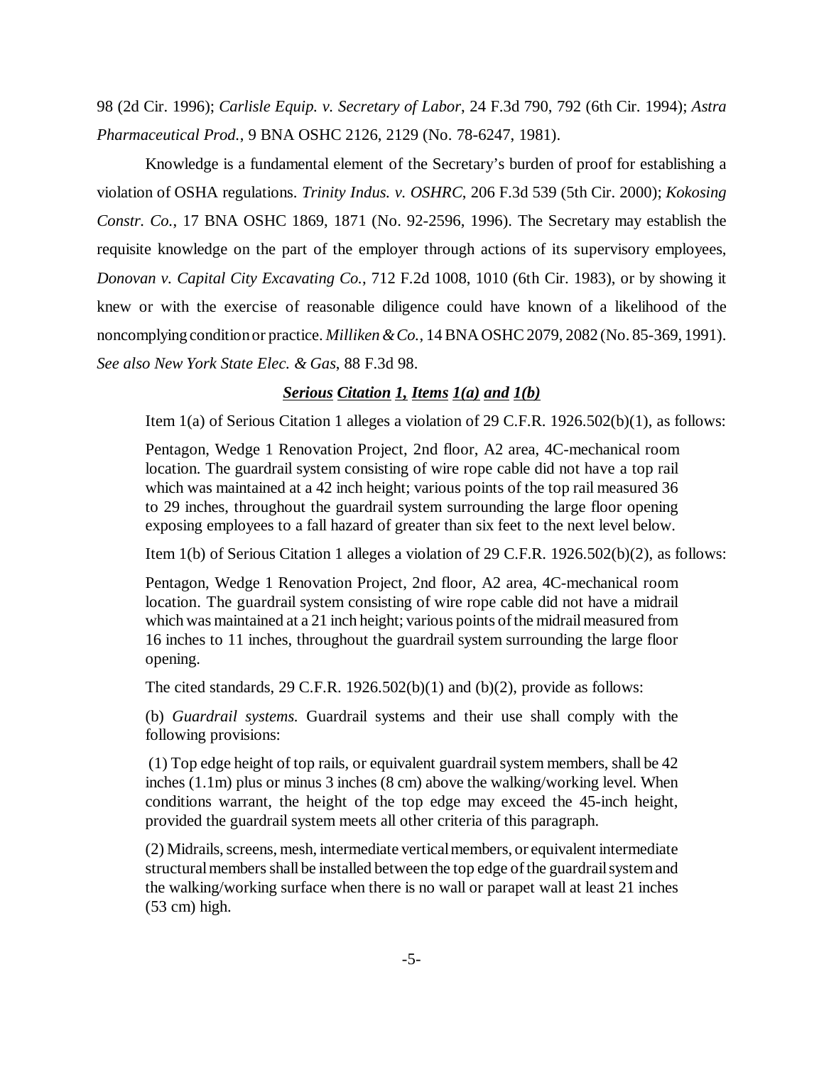98 (2d Cir. 1996); *Carlisle Equip. v. Secretary of Labor*, 24 F.3d 790, 792 (6th Cir. 1994); *Astra Pharmaceutical Prod.*, 9 BNA OSHC 2126, 2129 (No. 78-6247, 1981).

Knowledge is a fundamental element of the Secretary's burden of proof for establishing a violation of OSHA regulations. *Trinity Indus. v. OSHRC*, 206 F.3d 539 (5th Cir. 2000); *Kokosing Constr. Co.*, 17 BNA OSHC 1869, 1871 (No. 92-2596, 1996). The Secretary may establish the requisite knowledge on the part of the employer through actions of its supervisory employees, *Donovan v. Capital City Excavating Co.*, 712 F.2d 1008, 1010 (6th Cir. 1983), or by showing it knew or with the exercise of reasonable diligence could have known of a likelihood of the noncomplying condition or practice. *Milliken & Co.*, 14 BNA OSHC 2079, 2082 (No. 85-369, 1991). *See also New York State Elec. & Gas*, 88 F.3d 98.

***Serious Citation 1, Items 1(a) and 1(b)***

Item 1(a) of Serious Citation 1 alleges a violation of 29 C.F.R. 1926.502(b)(1), as follows:

> Pentagon, Wedge 1 Renovation Project, 2nd floor, A2 area, 4C-mechanical room location. The guardrail system consisting of wire rope cable did not have a top rail which was maintained at a 42 inch height; various points of the top rail measured 36 to 29 inches, throughout the guardrail system surrounding the large floor opening exposing employees to a fall hazard of greater than six feet to the next level below.

Item 1(b) of Serious Citation 1 alleges a violation of 29 C.F.R. 1926.502(b)(2), as follows:

> Pentagon, Wedge 1 Renovation Project, 2nd floor, A2 area, 4C-mechanical room location. The guardrail system consisting of wire rope cable did not have a midrail which was maintained at a 21 inch height; various points of the midrail measured from 16 inches to 11 inches, throughout the guardrail system surrounding the large floor opening.

The cited standards, 29 C.F.R. 1926.502(b)(1) and (b)(2), provide as follows:

> (b) *Guardrail systems.* Guardrail systems and their use shall comply with the following provisions:
>
> (1) Top edge height of top rails, or equivalent guardrail system members, shall be 42 inches (1.1m) plus or minus 3 inches (8 cm) above the walking/working level. When conditions warrant, the height of the top edge may exceed the 45-inch height, provided the guardrail system meets all other criteria of this paragraph.
>
> (2) Midrails, screens, mesh, intermediate vertical members, or equivalent intermediate structural members shall be installed between the top edge of the guardrail system and the walking/working surface when there is no wall or parapet wall at least 21 inches (53 cm) high.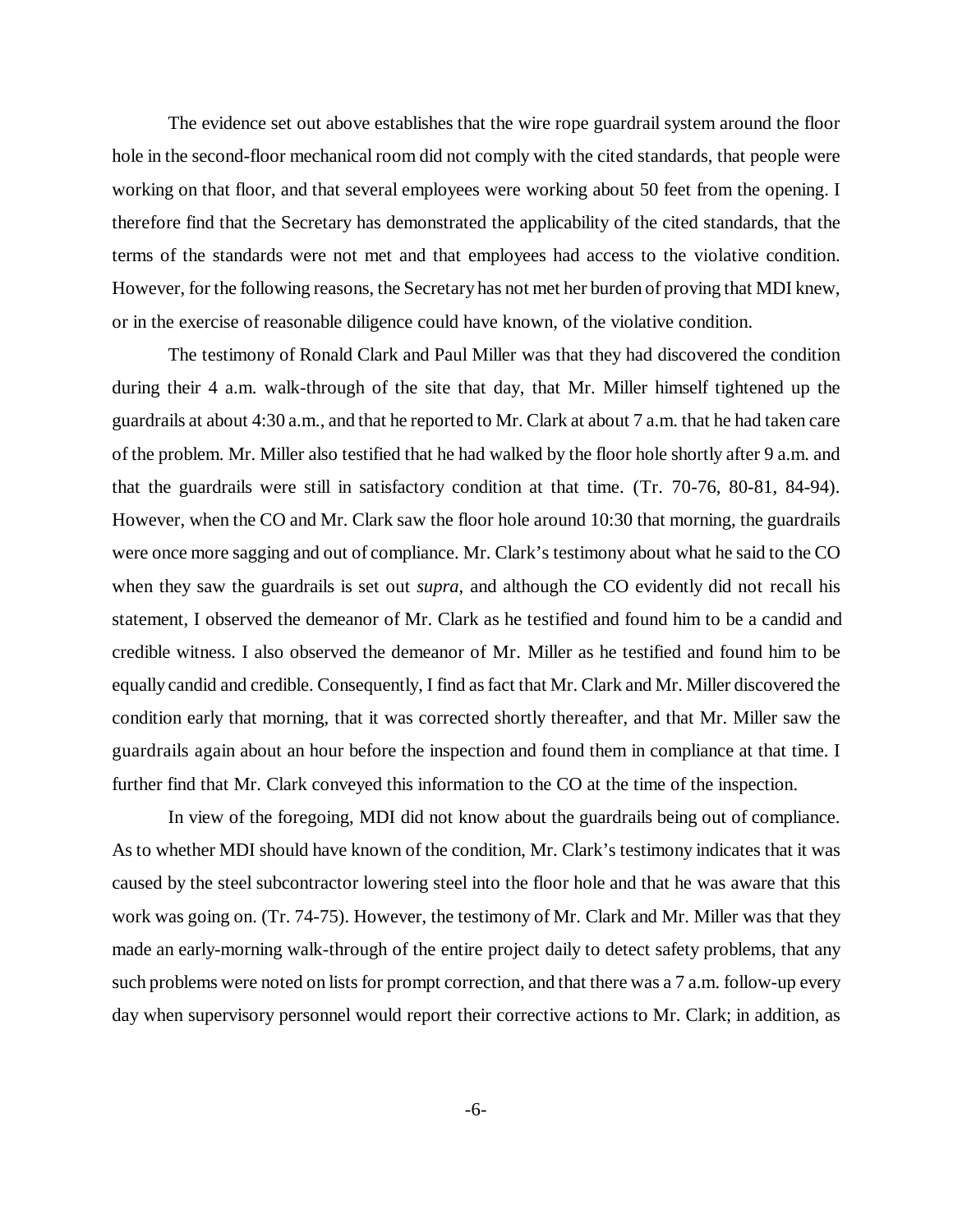The evidence set out above establishes that the wire rope guardrail system around the floor hole in the second-floor mechanical room did not comply with the cited standards, that people were working on that floor, and that several employees were working about 50 feet from the opening. I therefore find that the Secretary has demonstrated the applicability of the cited standards, that the terms of the standards were not met and that employees had access to the violative condition. However, for the following reasons, the Secretary has not met her burden of proving that MDI knew, or in the exercise of reasonable diligence could have known, of the violative condition.

The testimony of Ronald Clark and Paul Miller was that they had discovered the condition during their 4 a.m. walk-through of the site that day, that Mr. Miller himself tightened up the guardrails at about 4:30 a.m., and that he reported to Mr. Clark at about 7 a.m. that he had taken care of the problem. Mr. Miller also testified that he had walked by the floor hole shortly after 9 a.m. and that the guardrails were still in satisfactory condition at that time. (Tr. 70-76, 80-81, 84-94). However, when the CO and Mr. Clark saw the floor hole around 10:30 that morning, the guardrails were once more sagging and out of compliance. Mr. Clark's testimony about what he said to the CO when they saw the guardrails is set out *supra*, and although the CO evidently did not recall his statement, I observed the demeanor of Mr. Clark as he testified and found him to be a candid and credible witness. I also observed the demeanor of Mr. Miller as he testified and found him to be equally candid and credible. Consequently, I find as fact that Mr. Clark and Mr. Miller discovered the condition early that morning, that it was corrected shortly thereafter, and that Mr. Miller saw the guardrails again about an hour before the inspection and found them in compliance at that time. I further find that Mr. Clark conveyed this information to the CO at the time of the inspection.

In view of the foregoing, MDI did not know about the guardrails being out of compliance. As to whether MDI should have known of the condition, Mr. Clark's testimony indicates that it was caused by the steel subcontractor lowering steel into the floor hole and that he was aware that this work was going on. (Tr. 74-75). However, the testimony of Mr. Clark and Mr. Miller was that they made an early-morning walk-through of the entire project daily to detect safety problems, that any such problems were noted on lists for prompt correction, and that there was a 7 a.m. follow-up every day when supervisory personnel would report their corrective actions to Mr. Clark; in addition, as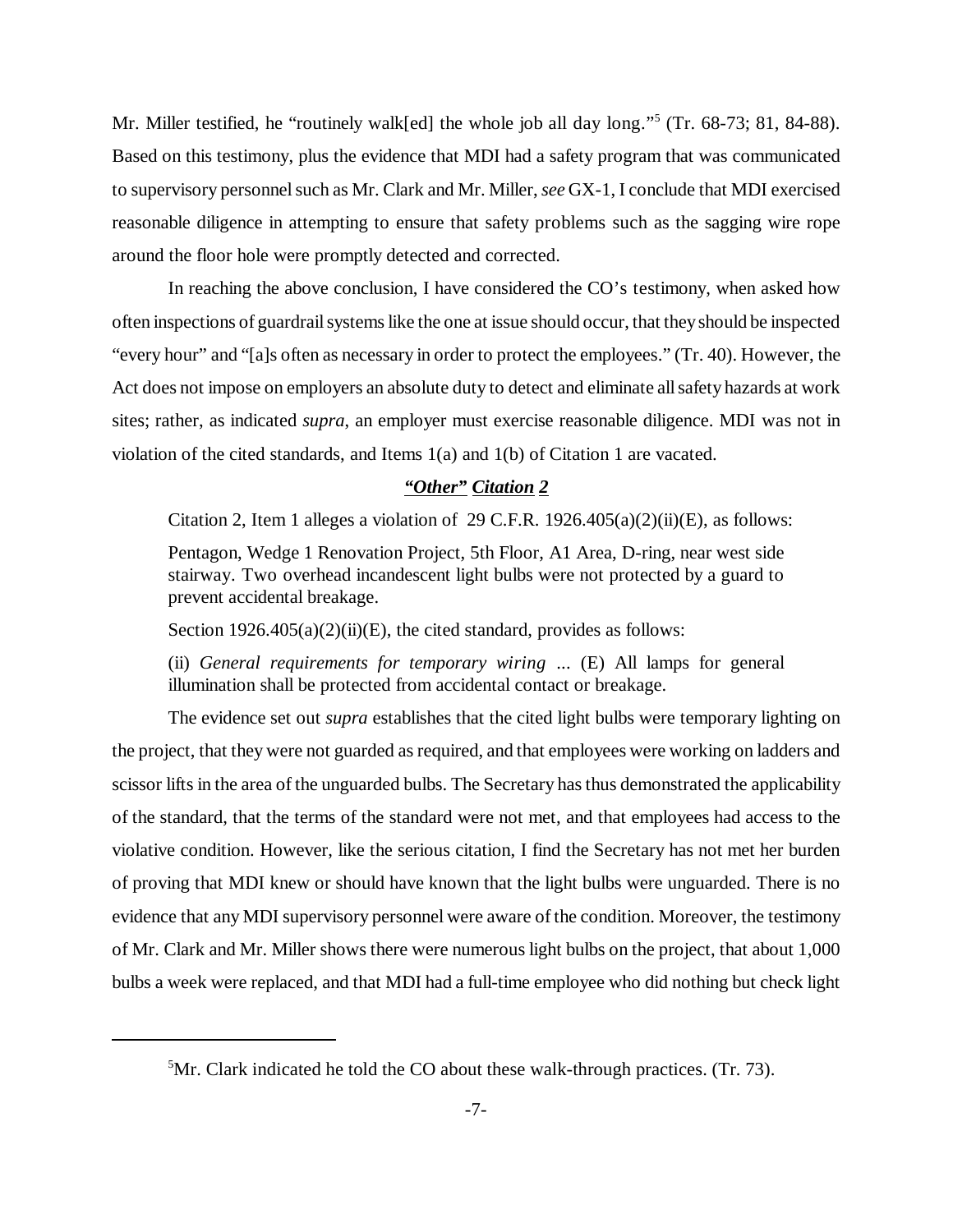Mr. Miller testified, he "routinely walk[ed] the whole job all day long."[5] (Tr. 68-73; 81, 84-88). Based on this testimony, plus the evidence that MDI had a safety program that was communicated to supervisory personnel such as Mr. Clark and Mr. Miller, *see* GX-1, I conclude that MDI exercised reasonable diligence in attempting to ensure that safety problems such as the sagging wire rope around the floor hole were promptly detected and corrected.

In reaching the above conclusion, I have considered the CO's testimony, when asked how often inspections of guardrail systems like the one at issue should occur, that they should be inspected "every hour" and "[a]s often as necessary in order to protect the employees." (Tr. 40). However, the Act does not impose on employers an absolute duty to detect and eliminate all safety hazards at work sites; rather, as indicated *supra*, an employer must exercise reasonable diligence. MDI was not in violation of the cited standards, and Items 1(a) and 1(b) of Citation 1 are vacated.

## ***"Other" Citation 2***

Citation 2, Item 1 alleges a violation of 29 C.F.R. 1926.405(a)(2)(ii)(E), as follows:

> Pentagon, Wedge 1 Renovation Project, 5th Floor, A1 Area, D-ring, near west side stairway. Two overhead incandescent light bulbs were not protected by a guard to prevent accidental breakage.

Section 1926.405(a)(2)(ii)(E), the cited standard, provides as follows:

> (ii) *General requirements for temporary wiring* ... (E) All lamps for general illumination shall be protected from accidental contact or breakage.

The evidence set out *supra* establishes that the cited light bulbs were temporary lighting on the project, that they were not guarded as required, and that employees were working on ladders and scissor lifts in the area of the unguarded bulbs. The Secretary has thus demonstrated the applicability of the standard, that the terms of the standard were not met, and that employees had access to the violative condition. However, like the serious citation, I find the Secretary has not met her burden of proving that MDI knew or should have known that the light bulbs were unguarded. There is no evidence that any MDI supervisory personnel were aware of the condition. Moreover, the testimony of Mr. Clark and Mr. Miller shows there were numerous light bulbs on the project, that about 1,000 bulbs a week were replaced, and that MDI had a full-time employee who did nothing but check light

---

[5] Mr. Clark indicated he told the CO about these walk-through practices. (Tr. 73).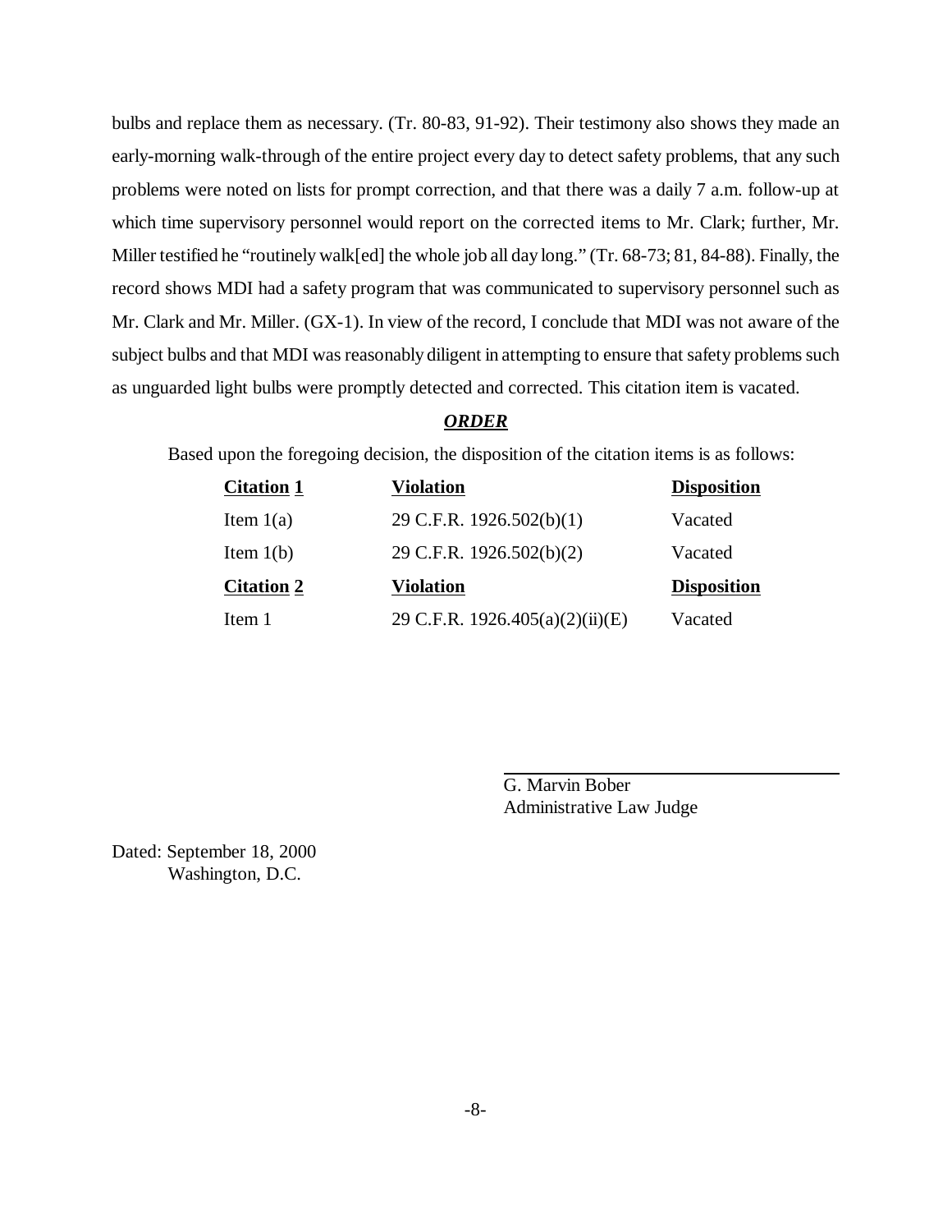bulbs and replace them as necessary. (Tr. 80-83, 91-92). Their testimony also shows they made an early-morning walk-through of the entire project every day to detect safety problems, that any such problems were noted on lists for prompt correction, and that there was a daily 7 a.m. follow-up at which time supervisory personnel would report on the corrected items to Mr. Clark; further, Mr. Miller testified he "routinely walk[ed] the whole job all day long." (Tr. 68-73; 81, 84-88). Finally, the record shows MDI had a safety program that was communicated to supervisory personnel such as Mr. Clark and Mr. Miller. (GX-1). In view of the record, I conclude that MDI was not aware of the subject bulbs and that MDI was reasonably diligent in attempting to ensure that safety problems such as unguarded light bulbs were promptly detected and corrected. This citation item is vacated.

## ***ORDER***

Based upon the foregoing decision, the disposition of the citation items is as follows:

| **Citation 1** | **Violation** | **Disposition** |
|---|---|---|
| Item 1(a) | 29 C.F.R. 1926.502(b)(1) | Vacated |
| Item 1(b) | 29 C.F.R. 1926.502(b)(2) | Vacated |
| **Citation 2** | **Violation** | **Disposition** |
| Item 1 | 29 C.F.R. 1926.405(a)(2)(ii)(E) | Vacated |

G. Marvin Bober
Administrative Law Judge

Dated: September 18, 2000
Washington, D.C.